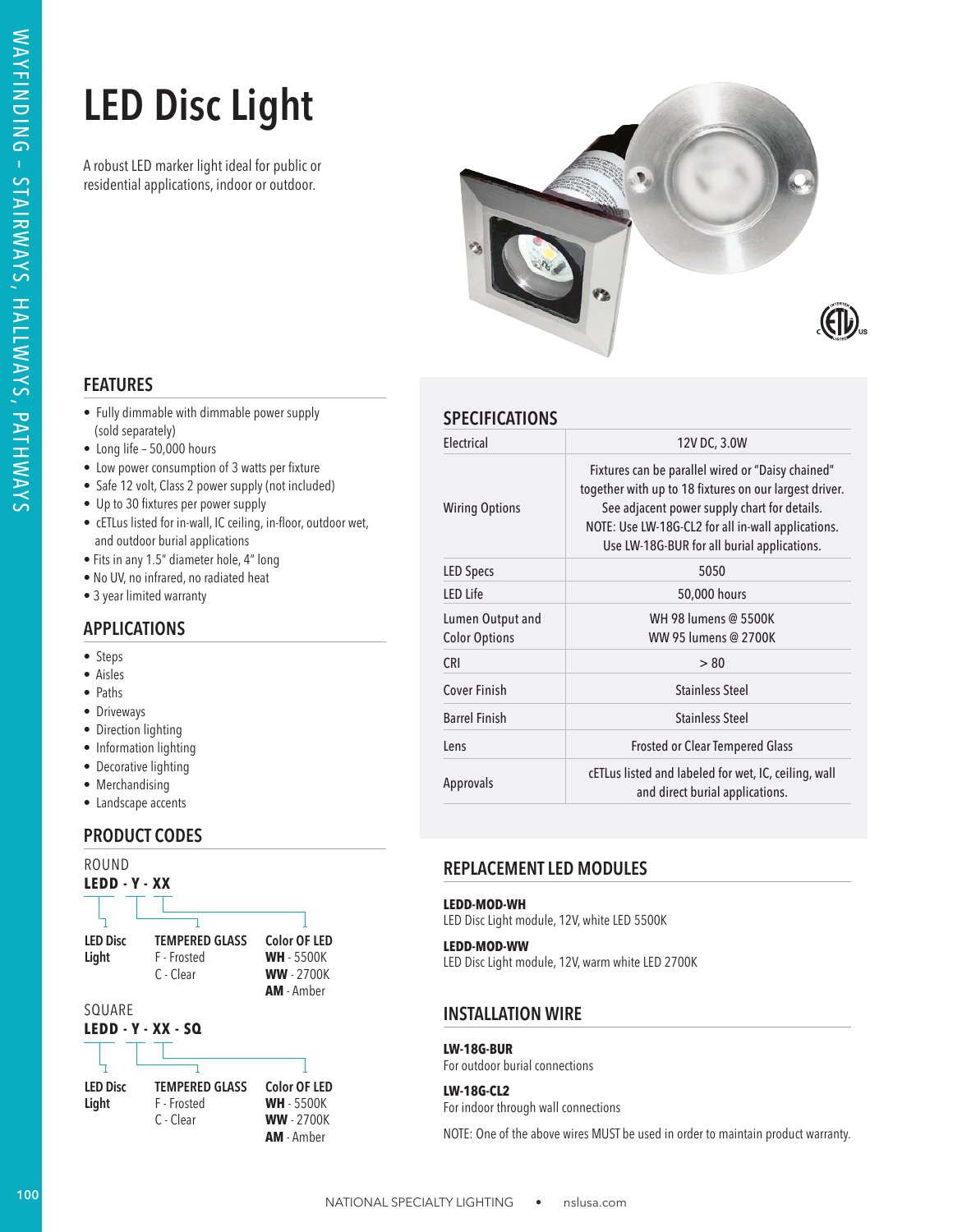# LED Disc Light

A robust LED marker light ideal for public or residential applications, indoor or outdoor.

## FEATURES

- Fully dimmable with dimmable power supply (sold separately)
- Long life – 50,000 hours
- Low power consumption of 3 watts per fixture
- Safe 12 volt, Class 2 power supply (not included)
- Up to 30 fixtures per power supply
- cETLus listed for in-wall, IC ceiling, in-floor, outdoor wet, and outdoor burial applications
- Fits in any 1.5" diameter hole, 4" long
- No UV, no infrared, no radiated heat
- 3 year limited warranty

## APPLICATIONS

- Steps
- Aisles
- Paths
- Driveways
- Direction lighting
- Information lighting
- Decorative lighting
- Merchandising
- Landscape accents

## PRODUCT CODES

ROUND

**LEDD - Y - XX**

| LED Disc Light | TEMPERED GLASS | Color OF LED |
|---|---|---|
| | F - Frosted | **WH** - 5500K |
| | C - Clear | **WW** - 2700K |
| | | **AM** - Amber |

SQUARE

**LEDD - Y - XX - SQ**

| LED Disc Light | TEMPERED GLASS | Color OF LED |
|---|---|---|
| | F - Frosted | **WH** - 5500K |
| | C - Clear | **WW** - 2700K |
| | | **AM** - Amber |

## SPECIFICATIONS

| | |
|---|---|
| Electrical | 12V DC, 3.0W |
| Wiring Options | Fixtures can be parallel wired or "Daisy chained" together with up to 18 fixtures on our largest driver. See adjacent power supply chart for details. NOTE: Use LW-18G-CL2 for all in-wall applications. Use LW-18G-BUR for all burial applications. |
| LED Specs | 5050 |
| LED Life | 50,000 hours |
| Lumen Output and Color Options | WH 98 lumens @ 5500K<br>WW 95 lumens @ 2700K |
| CRI | > 80 |
| Cover Finish | Stainless Steel |
| Barrel Finish | Stainless Steel |
| Lens | Frosted or Clear Tempered Glass |
| Approvals | cETLus listed and labeled for wet, IC, ceiling, wall and direct burial applications. |

## REPLACEMENT LED MODULES

**LEDD-MOD-WH**
LED Disc Light module, 12V, white LED 5500K

**LEDD-MOD-WW**
LED Disc Light module, 12V, warm white LED 2700K

## INSTALLATION WIRE

**LW-18G-BUR**
For outdoor burial connections

**LW-18G-CL2**
For indoor through wall connections

NOTE: One of the above wires MUST be used in order to maintain product warranty.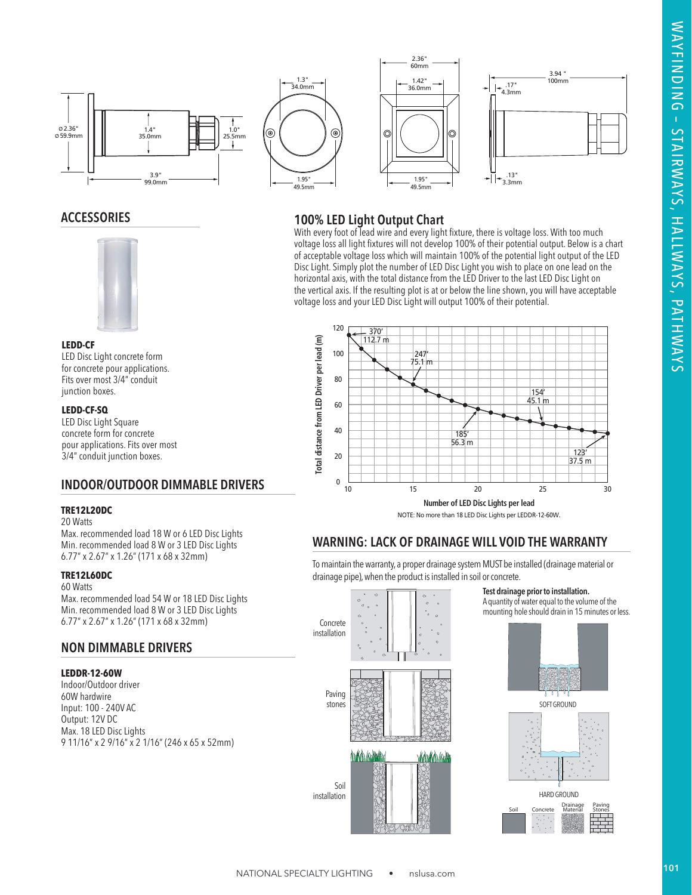⌀ 2.36"
⌀ 59.9mm

1.4"
35.0mm

1.0"
25.5mm

3.9"
99.0mm

1.3"
34.0mm

1.95"
49.5mm

2.36"
60mm

1.42"
36.0mm

1.95"
49.5mm

3.94"
100mm

.17"
4.3mm

.13"
3.3mm

## ACCESSORIES

**LEDD-CF**
LED Disc Light concrete form for concrete pour applications. Fits over most 3/4" conduit junction boxes.

**LEDD-CF-SQ**
LED Disc Light Square concrete form for concrete pour applications. Fits over most 3/4" conduit junction boxes.

## INDOOR/OUTDOOR DIMMABLE DRIVERS

**TRE12L20DC**
20 Watts
Max. recommended load 18 W or 6 LED Disc Lights
Min. recommended load 8 W or 3 LED Disc Lights
6.77" x 2.67" x 1.26" (171 x 68 x 32mm)

**TRE12L60DC**
60 Watts
Max. recommended load 54 W or 18 LED Disc Lights
Min. recommended load 8 W or 3 LED Disc Lights
6.77" x 2.67" x 1.26" (171 x 68 x 32mm)

## NON DIMMABLE DRIVERS

**LEDDR-12-60W**
Indoor/Outdoor driver
60W hardwire
Input: 100 - 240V AC
Output: 12V DC
Max. 18 LED Disc Lights
9 11/16" x 2 9/16" x 2 1/16" (246 x 65 x 52mm)

## 100% LED Light Output Chart

With every foot of lead wire and every light fixture, there is voltage loss. With too much voltage loss all light fixtures will not develop 100% of their potential output. Below is a chart of acceptable voltage loss which will maintain 100% of the potential light output of the LED Disc Light. Simply plot the number of LED Disc Light you wish to place on one lead on the horizontal axis, with the total distance from the LED Driver to the last LED Disc Light on the vertical axis. If the resulting plot is at or below the line shown, you will have acceptable voltage loss and your LED Disc Light will output 100% of their potential.

Total distance from LED Driver per lead (m)

0
20
40
60
80
100
120

10
15
20
25
30

Number of LED Disc Lights per lead

370'
112.7 m

247'
75.1 m

154'
45.1 m

185'
56.3 m

123'
37.5 m

NOTE: No more than 18 LED Disc Lights per LEDDR-12-60W.

## WARNING: LACK OF DRAINAGE WILL VOID THE WARRANTY

To maintain the warranty, a proper drainage system MUST be installed (drainage material or drainage pipe), when the product is installed in soil or concrete.

Concrete installation

Paving stones

Soil installation

**Test drainage prior to installation.**
A quantity of water equal to the volume of the mounting hole should drain in 15 minutes or less.

SOFT GROUND

HARD GROUND

Soil
Concrete
Drainage Material
Paving Stones